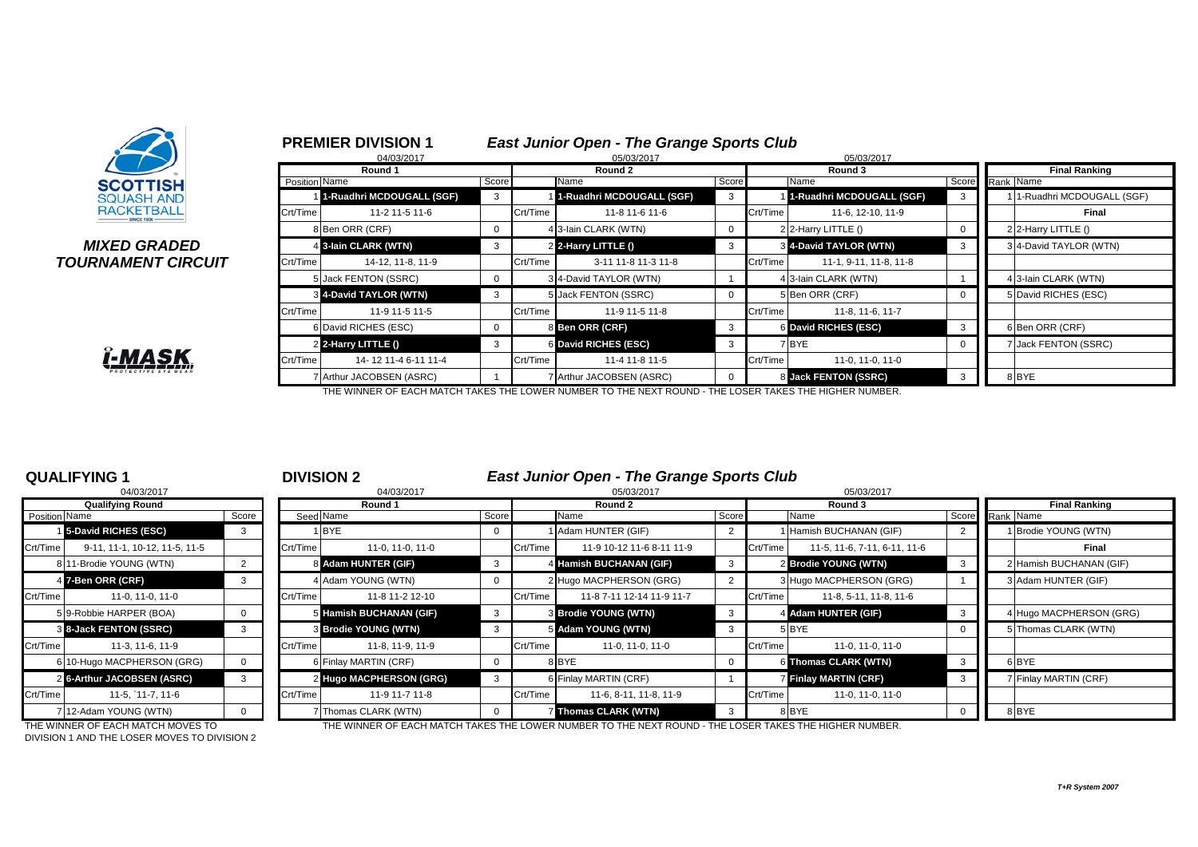**SCOTTISH SQUASH AND RACKETBALL**

***MIXED GRADED TOURNAMENT CIRCUIT***

## PREMIER DIVISION 1

### *East Junior Open - The Grange Sports Club*

| Round 1 (04/03/2017) | | | Round 2 (05/03/2017) | | | Round 3 (05/03/2017) | | | Final Ranking | |
|---|---|---|---|---|---|---|---|---|---|---|
| Position | Name | Score | | Name | Score | | Name | Score | Rank | Name |
| 1 | 1-Ruadhri MCDOUGALL (SGF) | 3 | 1 | 1-Ruadhri MCDOUGALL (SGF) | 3 | 1 | 1-Ruadhri MCDOUGALL (SGF) | 3 | 1 | 1-Ruadhri MCDOUGALL (SGF) |
| Crt/Time | 11-2 11-5 11-6 | | Crt/Time | 11-8 11-6 11-6 | | Crt/Time | 11-6, 12-10, 11-9 | | | Final |
| 8 | Ben ORR (CRF) | 0 | 4 | 3-Iain CLARK (WTN) | 0 | 2 | 2-Harry LITTLE () | 0 | 2 | 2-Harry LITTLE () |
| 4 | 3-Iain CLARK (WTN) | 3 | 2 | 2-Harry LITTLE () | 3 | 3 | 4-David TAYLOR (WTN) | 3 | 3 | 4-David TAYLOR (WTN) |
| Crt/Time | 14-12, 11-8, 11-9 | | Crt/Time | 3-11 11-8 11-3 11-8 | | Crt/Time | 11-1, 9-11, 11-8, 11-8 | | | |
| 5 | Jack FENTON (SSRC) | 0 | 3 | 4-David TAYLOR (WTN) | 1 | 4 | 3-Iain CLARK (WTN) | 1 | 4 | 3-Iain CLARK (WTN) |
| 3 | 4-David TAYLOR (WTN) | 3 | 5 | Jack FENTON (SSRC) | 0 | 5 | Ben ORR (CRF) | 0 | 5 | David RICHES (ESC) |
| Crt/Time | 11-9 11-5 11-5 | | Crt/Time | 11-9 11-5 11-8 | | Crt/Time | 11-8, 11-6, 11-7 | | | |
| 6 | David RICHES (ESC) | 0 | 8 | Ben ORR (CRF) | 3 | 6 | David RICHES (ESC) | 3 | 6 | Ben ORR (CRF) |
| 2 | 2-Harry LITTLE () | 3 | 6 | David RICHES (ESC) | 3 | 7 | BYE | 0 | 7 | Jack FENTON (SSRC) |
| Crt/Time | 14- 12 11-4 6-11 11-4 | | Crt/Time | 11-4 11-8 11-5 | | Crt/Time | 11-0, 11-0, 11-0 | | | |
| 7 | Arthur JACOBSEN (ASRC) | 1 | 7 | Arthur JACOBSEN (ASRC) | 0 | 8 | Jack FENTON (SSRC) | 3 | 8 | BYE |

THE WINNER OF EACH MATCH TAKES THE LOWER NUMBER TO THE NEXT ROUND - THE LOSER TAKES THE HIGHER NUMBER.

## QUALIFYING 1

| Qualifying Round (04/03/2017) | | |
|---|---|---|
| Position | Name | Score |
| 1 | 5-David RICHES (ESC) | 3 |
| Crt/Time | 9-11, 11-1, 10-12, 11-5, 11-5 | |
| 8 | 11-Brodie YOUNG (WTN) | 2 |
| 4 | 7-Ben ORR (CRF) | 3 |
| Crt/Time | 11-0, 11-0, 11-0 | |
| 5 | 9-Robbie HARPER (BOA) | 0 |
| 3 | 8-Jack FENTON (SSRC) | 3 |
| Crt/Time | 11-3, 11-6, 11-9 | |
| 6 | 10-Hugo MACPHERSON (GRG) | 0 |
| 2 | 6-Arthur JACOBSEN (ASRC) | 3 |
| Crt/Time | 11-5, `11-7, 11-6 | |
| 7 | 12-Adam YOUNG (WTN) | 0 |

THE WINNER OF EACH MATCH MOVES TO DIVISION 1 AND THE LOSER MOVES TO DIVISION 2

## DIVISION 2

### *East Junior Open - The Grange Sports Club*

| Round 1 (04/03/2017) | | | Round 2 (05/03/2017) | | | Round 3 (05/03/2017) | | | Final Ranking | |
|---|---|---|---|---|---|---|---|---|---|---|
| Seed | Name | Score | | Name | Score | | Name | Score | Rank | Name |
| 1 | BYE | 0 | 1 | Adam HUNTER (GIF) | 2 | 1 | Hamish BUCHANAN (GIF) | 2 | 1 | Brodie YOUNG (WTN) |
| Crt/Time | 11-0, 11-0, 11-0 | | Crt/Time | 11-9 10-12 11-6 8-11 11-9 | | Crt/Time | 11-5, 11-6, 7-11, 6-11, 11-6 | | | Final |
| 8 | Adam HUNTER (GIF) | 3 | 4 | Hamish BUCHANAN (GIF) | 3 | 2 | Brodie YOUNG (WTN) | 3 | 2 | Hamish BUCHANAN (GIF) |
| 4 | Adam YOUNG (WTN) | 0 | 2 | Hugo MACPHERSON (GRG) | 2 | 3 | Hugo MACPHERSON (GRG) | 1 | 3 | Adam HUNTER (GIF) |
| Crt/Time | 11-8 11-2 12-10 | | Crt/Time | 11-8 7-11 12-14 11-9 11-7 | | Crt/Time | 11-8, 5-11, 11-8, 11-6 | | | |
| 5 | Hamish BUCHANAN (GIF) | 3 | 3 | Brodie YOUNG (WTN) | 3 | 4 | Adam HUNTER (GIF) | 3 | 4 | Hugo MACPHERSON (GRG) |
| 3 | Brodie YOUNG (WTN) | 3 | 5 | Adam YOUNG (WTN) | 3 | 5 | BYE | 0 | 5 | Thomas CLARK (WTN) |
| Crt/Time | 11-8, 11-9, 11-9 | | Crt/Time | 11-0, 11-0, 11-0 | | Crt/Time | 11-0, 11-0, 11-0 | | | |
| 6 | Finlay MARTIN (CRF) | 0 | 8 | BYE | 0 | 6 | Thomas CLARK (WTN) | 3 | 6 | BYE |
| 2 | Hugo MACPHERSON (GRG) | 3 | 6 | Finlay MARTIN (CRF) | 1 | 7 | Finlay MARTIN (CRF) | 3 | 7 | Finlay MARTIN (CRF) |
| Crt/Time | 11-9 11-7 11-8 | | Crt/Time | 11-6, 8-11, 11-8, 11-9 | | Crt/Time | 11-0, 11-0, 11-0 | | | |
| 7 | Thomas CLARK (WTN) | 0 | 7 | Thomas CLARK (WTN) | 3 | 8 | BYE | 0 | 8 | BYE |

THE WINNER OF EACH MATCH TAKES THE LOWER NUMBER TO THE NEXT ROUND - THE LOSER TAKES THE HIGHER NUMBER.

*T+R System 2007*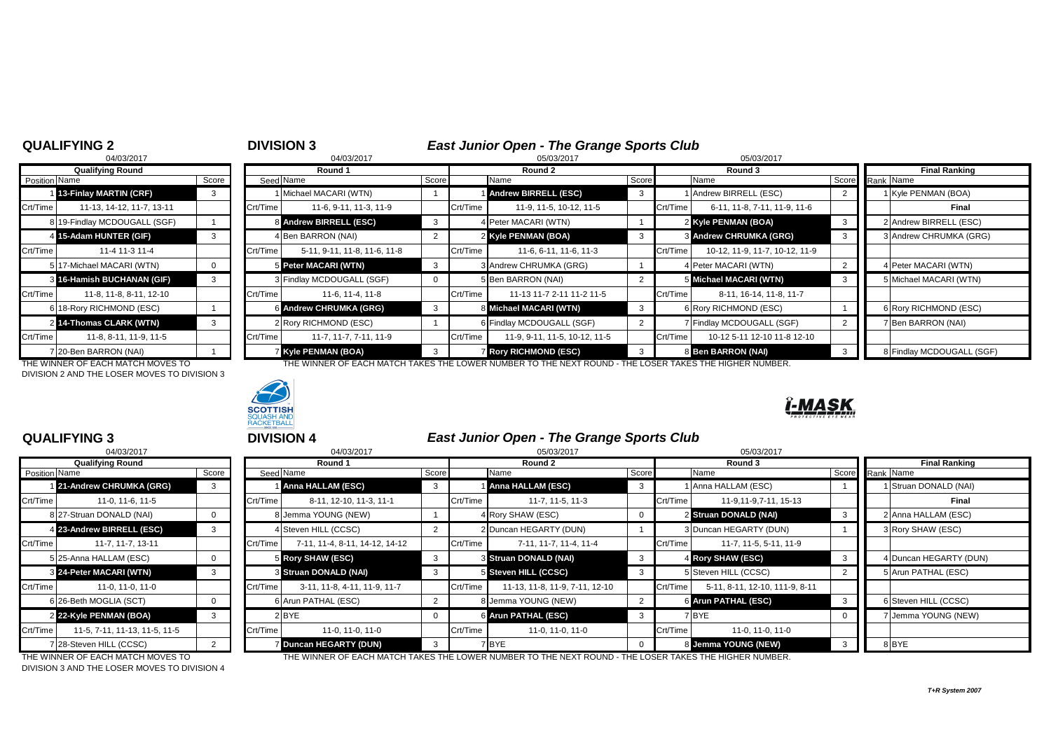## QUALIFYING 2

04/03/2017

| Qualifying Round | | |
|---|---|---|
| Position | Name | Score |
| 1 | 13-Finlay MARTIN (CRF) | 3 |
| Crt/Time | 11-13, 14-12, 11-7, 13-11 | |
| 8 | 19-Findlay MCDOUGALL (SGF) | 1 |
| 4 | 15-Adam HUNTER (GIF) | 3 |
| Crt/Time | 11-4 11-3 11-4 | |
| 5 | 17-Michael MACARI (WTN) | 0 |
| 3 | 16-Hamish BUCHANAN (GIF) | 3 |
| Crt/Time | 11-8, 11-8, 8-11, 12-10 | |
| 6 | 18-Rory RICHMOND (ESC) | 1 |
| 2 | 14-Thomas CLARK (WTN) | 3 |
| Crt/Time | 11-8, 8-11, 11-9, 11-5 | |
| 7 | 20-Ben BARRON (NAI) | 1 |

THE WINNER OF EACH MATCH MOVES TO DIVISION 2 AND THE LOSER MOVES TO DIVISION 3

## DIVISION 3

### East Junior Open - The Grange Sports Club

| Round 1 (04/03/2017) | | | Round 2 (05/03/2017) | | | Round 3 (05/03/2017) | | | Final Ranking | |
|---|---|---|---|---|---|---|---|---|---|---|
| Seed | Name | Score | | Name | Score | | Name | Score | Rank | Name |
| 1 | Michael MACARI (WTN) | 1 | 1 | Andrew BIRRELL (ESC) | 3 | 1 | Andrew BIRRELL (ESC) | 2 | 1 | Kyle PENMAN (BOA) |
| Crt/Time | 11-6, 9-11, 11-3, 11-9 | | Crt/Time | 11-9, 11-5, 10-12, 11-5 | | Crt/Time | 6-11, 11-8, 7-11, 11-9, 11-6 | | | Final |
| 8 | Andrew BIRRELL (ESC) | 3 | 4 | Peter MACARI (WTN) | 1 | 2 | Kyle PENMAN (BOA) | 3 | 2 | Andrew BIRRELL (ESC) |
| 4 | Ben BARRON (NAI) | 2 | 2 | Kyle PENMAN (BOA) | 3 | 3 | Andrew CHRUMKA (GRG) | 3 | 3 | Andrew CHRUMKA (GRG) |
| Crt/Time | 5-11, 9-11, 11-8, 11-6, 11-8 | | Crt/Time | 11-6, 6-11, 11-6, 11-3 | | Crt/Time | 10-12, 11-9, 11-7, 10-12, 11-9 | | | |
| 5 | Peter MACARI (WTN) | 3 | 3 | Andrew CHRUMKA (GRG) | 1 | 4 | Peter MACARI (WTN) | 2 | 4 | Peter MACARI (WTN) |
| 3 | Findlay MCDOUGALL (SGF) | 0 | 5 | Ben BARRON (NAI) | 2 | 5 | Michael MACARI (WTN) | 3 | 5 | Michael MACARI (WTN) |
| Crt/Time | 11-6, 11-4, 11-8 | | Crt/Time | 11-13 11-7 2-11 11-2 11-5 | | Crt/Time | 8-11, 16-14, 11-8, 11-7 | | | |
| 6 | Andrew CHRUMKA (GRG) | 3 | 8 | Michael MACARI (WTN) | 3 | 6 | Rory RICHMOND (ESC) | 1 | 6 | Rory RICHMOND (ESC) |
| 2 | Rory RICHMOND (ESC) | 1 | 6 | Findlay MCDOUGALL (SGF) | 2 | 7 | Findlay MCDOUGALL (SGF) | 2 | 7 | Ben BARRON (NAI) |
| Crt/Time | 11-7, 11-7, 7-11, 11-9 | | Crt/Time | 11-9, 9-11, 11-5, 10-12, 11-5 | | Crt/Time | 10-12 5-11 12-10 11-8 12-10 | | | |
| 7 | Kyle PENMAN (BOA) | 3 | 7 | Rory RICHMOND (ESC) | 3 | 8 | Ben BARRON (NAI) | 3 | 8 | Findlay MCDOUGALL (SGF) |

THE WINNER OF EACH MATCH TAKES THE LOWER NUMBER TO THE NEXT ROUND - THE LOSER TAKES THE HIGHER NUMBER.

## QUALIFYING 3

04/03/2017

| Qualifying Round | | |
|---|---|---|
| Position | Name | Score |
| 1 | 21-Andrew CHRUMKA (GRG) | 3 |
| Crt/Time | 11-0, 11-6, 11-5 | |
| 8 | 27-Struan DONALD (NAI) | 0 |
| 4 | 23-Andrew BIRRELL (ESC) | 3 |
| Crt/Time | 11-7, 11-7, 13-11 | |
| 5 | 25-Anna HALLAM (ESC) | 0 |
| 3 | 24-Peter MACARI (WTN) | 3 |
| Crt/Time | 11-0, 11-0, 11-0 | |
| 6 | 26-Beth MOGLIA (SCT) | 0 |
| 2 | 22-Kyle PENMAN (BOA) | 3 |
| Crt/Time | 11-5, 7-11, 11-13, 11-5, 11-5 | |
| 7 | 28-Steven HILL (CCSC) | 2 |

THE WINNER OF EACH MATCH MOVES TO DIVISION 3 AND THE LOSER MOVES TO DIVISION 4

## DIVISION 4

### East Junior Open - The Grange Sports Club

| Round 1 (04/03/2017) | | | Round 2 (05/03/2017) | | | Round 3 (05/03/2017) | | | Final Ranking | |
|---|---|---|---|---|---|---|---|---|---|---|
| Seed | Name | Score | | Name | Score | | Name | Score | Rank | Name |
| 1 | Anna HALLAM (ESC) | 3 | 1 | Anna HALLAM (ESC) | 3 | 1 | Anna HALLAM (ESC) | 1 | 1 | Struan DONALD (NAI) |
| Crt/Time | 8-11, 12-10, 11-3, 11-1 | | Crt/Time | 11-7, 11-5, 11-3 | | Crt/Time | 11-9,11-9,7-11, 15-13 | | | Final |
| 8 | Jemma YOUNG (NEW) | 1 | 4 | Rory SHAW (ESC) | 0 | 2 | Struan DONALD (NAI) | 3 | 2 | Anna HALLAM (ESC) |
| 4 | Steven HILL (CCSC) | 2 | 2 | Duncan HEGARTY (DUN) | 1 | 3 | Duncan HEGARTY (DUN) | 1 | 3 | Rory SHAW (ESC) |
| Crt/Time | 7-11, 11-4, 8-11, 14-12, 14-12 | | Crt/Time | 7-11, 11-7, 11-4, 11-4 | | Crt/Time | 11-7, 11-5, 5-11, 11-9 | | | |
| 5 | Rory SHAW (ESC) | 3 | 3 | Struan DONALD (NAI) | 3 | 4 | Rory SHAW (ESC) | 3 | 4 | Duncan HEGARTY (DUN) |
| 3 | Struan DONALD (NAI) | 3 | 5 | Steven HILL (CCSC) | 3 | 5 | Steven HILL (CCSC) | 2 | 5 | Arun PATHAL (ESC) |
| Crt/Time | 3-11, 11-8, 4-11, 11-9, 11-7 | | Crt/Time | 11-13, 11-8, 11-9, 7-11, 12-10 | | Crt/Time | 5-11, 8-11, 12-10, 111-9, 8-11 | | | |
| 6 | Arun PATHAL (ESC) | 2 | 8 | Jemma YOUNG (NEW) | 2 | 6 | Arun PATHAL (ESC) | 3 | 6 | Steven HILL (CCSC) |
| 2 | BYE | 0 | 6 | Arun PATHAL (ESC) | 3 | 7 | BYE | 0 | 7 | Jemma YOUNG (NEW) |
| Crt/Time | 11-0, 11-0, 11-0 | | Crt/Time | 11-0, 11-0, 11-0 | | Crt/Time | 11-0, 11-0, 11-0 | | | |
| 7 | Duncan HEGARTY (DUN) | 3 | 7 | BYE | 0 | 8 | Jemma YOUNG (NEW) | 3 | 8 | BYE |

THE WINNER OF EACH MATCH TAKES THE LOWER NUMBER TO THE NEXT ROUND - THE LOSER TAKES THE HIGHER NUMBER.

*T+R System 2007*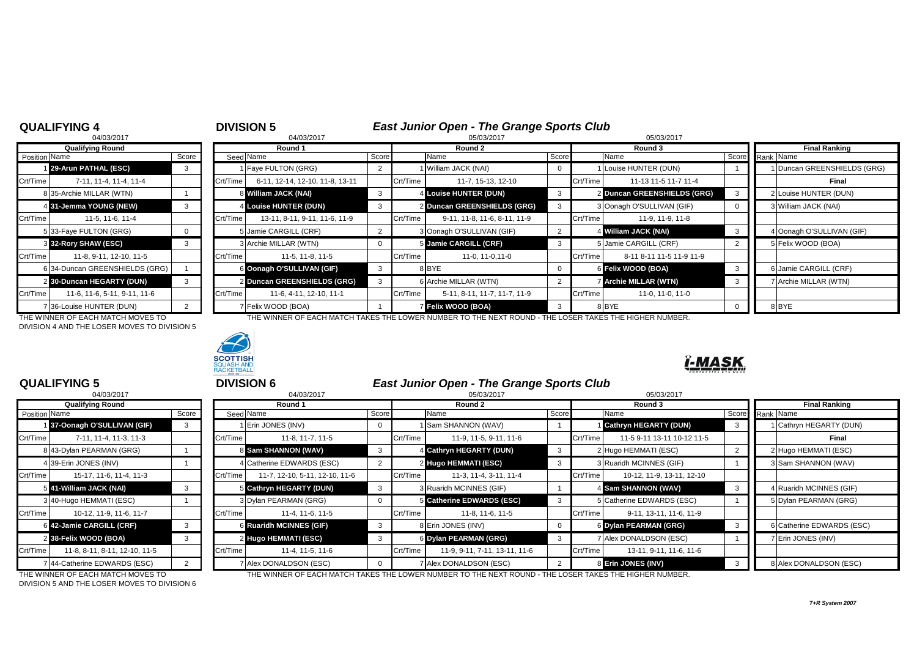## QUALIFYING 4

04/03/2017

| Position | Name | Score |
|---|---|---|
| | **Qualifying Round** | |
| 1 | **29-Arun PATHAL (ESC)** | 3 |
| Crt/Time | 7-11, 11-4, 11-4, 11-4 | |
| 8 | 35-Archie MILLAR (WTN) | 1 |
| 4 | **31-Jemma YOUNG (NEW)** | 3 |
| Crt/Time | 11-5, 11-6, 11-4 | |
| 5 | 33-Faye FULTON (GRG) | 0 |
| 3 | **32-Rory SHAW (ESC)** | 3 |
| Crt/Time | 11-8, 9-11, 12-10, 11-5 | |
| 6 | 34-Duncan GREENSHIELDS (GRG) | 1 |
| 2 | **30-Duncan HEGARTY (DUN)** | 3 |
| Crt/Time | 11-6, 11-6, 5-11, 9-11, 11-6 | |
| 7 | 36-Louise HUNTER (DUN) | 2 |

THE WINNER OF EACH MATCH MOVES TO DIVISION 4 AND THE LOSER MOVES TO DIVISION 5

## DIVISION 5

### East Junior Open - The Grange Sports Club

| Seed | Round 1 (04/03/2017) | Score | | Round 2 (05/03/2017) | Score | | Round 3 (05/03/2017) | Score | Rank | Final Ranking |
|---|---|---|---|---|---|---|---|---|---|---|
| 1 | Faye FULTON (GRG) | 2 | 1 | William JACK (NAI) | 0 | 1 | Louise HUNTER (DUN) | 1 | 1 | Duncan GREENSHIELDS (GRG) |
| Crt/Time | 6-11, 12-14, 12-10, 11-8, 13-11 | | Crt/Time | 11-7, 15-13, 12-10 | | Crt/Time | 11-13 11-5 11-7 11-4 | | | **Final** |
| 8 | **William JACK (NAI)** | 3 | 4 | **Louise HUNTER (DUN)** | 3 | 2 | **Duncan GREENSHIELDS (GRG)** | 3 | 2 | Louise HUNTER (DUN) |
| 4 | **Louise HUNTER (DUN)** | 3 | 2 | **Duncan GREENSHIELDS (GRG)** | 3 | 3 | Oonagh O'SULLIVAN (GIF) | 0 | 3 | William JACK (NAI) |
| Crt/Time | 13-11, 8-11, 9-11, 11-6, 11-9 | | Crt/Time | 9-11, 11-8, 11-6, 8-11, 11-9 | | Crt/Time | 11-9, 11-9, 11-8 | | | |
| 5 | Jamie CARGILL (CRF) | 2 | 3 | Oonagh O'SULLIVAN (GIF) | 2 | 4 | **William JACK (NAI)** | 3 | 4 | Oonagh O'SULLIVAN (GIF) |
| 3 | Archie MILLAR (WTN) | 0 | 5 | **Jamie CARGILL (CRF)** | 3 | 5 | Jamie CARGILL (CRF) | 2 | 5 | Felix WOOD (BOA) |
| Crt/Time | 11-5, 11-8, 11-5 | | Crt/Time | 11-0, 11-0,11-0 | | Crt/Time | 8-11 8-11 11-5 11-9 11-9 | | | |
| 6 | **Oonagh O'SULLIVAN (GIF)** | 3 | 8 | BYE | 0 | 6 | **Felix WOOD (BOA)** | 3 | 6 | Jamie CARGILL (CRF) |
| 2 | **Duncan GREENSHIELDS (GRG)** | 3 | 6 | Archie MILLAR (WTN) | 2 | 7 | **Archie MILLAR (WTN)** | 3 | 7 | Archie MILLAR (WTN) |
| Crt/Time | 11-6, 4-11, 12-10, 11-1 | | Crt/Time | 5-11, 8-11, 11-7, 11-7, 11-9 | | Crt/Time | 11-0, 11-0, 11-0 | | | |
| 7 | Felix WOOD (BOA) | 1 | 7 | **Felix WOOD (BOA)** | 3 | 8 | BYE | 0 | 8 | BYE |

THE WINNER OF EACH MATCH TAKES THE LOWER NUMBER TO THE NEXT ROUND - THE LOSER TAKES THE HIGHER NUMBER.

## QUALIFYING 5

04/03/2017

| Position | Name | Score |
|---|---|---|
| | **Qualifying Round** | |
| 1 | **37-Oonagh O'SULLIVAN (GIF)** | 3 |
| Crt/Time | 7-11, 11-4, 11-3, 11-3 | |
| 8 | 43-Dylan PEARMAN (GRG) | 1 |
| 4 | 39-Erin JONES (INV) | 1 |
| Crt/Time | 15-17, 11-6, 11-4, 11-3 | |
| 5 | **41-William JACK (NAI)** | 3 |
| 3 | 40-Hugo HEMMATI (ESC) | 1 |
| Crt/Time | 10-12, 11-9, 11-6, 11-7 | |
| 6 | **42-Jamie CARGILL (CRF)** | 3 |
| 2 | **38-Felix WOOD (BOA)** | 3 |
| Crt/Time | 11-8, 8-11, 8-11, 12-10, 11-5 | |
| 7 | 44-Catherine EDWARDS (ESC) | 2 |

THE WINNER OF EACH MATCH MOVES TO DIVISION 5 AND THE LOSER MOVES TO DIVISION 6

## DIVISION 6

### East Junior Open - The Grange Sports Club

| Seed | Round 1 (04/03/2017) | Score | | Round 2 (05/03/2017) | Score | | Round 3 (05/03/2017) | Score | Rank | Final Ranking |
|---|---|---|---|---|---|---|---|---|---|---|
| 1 | Erin JONES (INV) | 0 | 1 | Sam SHANNON (WAV) | 1 | 1 | **Cathryn HEGARTY (DUN)** | 3 | 1 | Cathryn HEGARTY (DUN) |
| Crt/Time | 11-8, 11-7, 11-5 | | Crt/Time | 11-9, 11-5, 9-11, 11-6 | | Crt/Time | 11-5 9-11 13-11 10-12 11-5 | | | **Final** |
| 8 | **Sam SHANNON (WAV)** | 3 | 4 | **Cathryn HEGARTY (DUN)** | 3 | 2 | Hugo HEMMATI (ESC) | 2 | 2 | Hugo HEMMATI (ESC) |
| 4 | Catherine EDWARDS (ESC) | 2 | 2 | **Hugo HEMMATI (ESC)** | 3 | 3 | Ruaridh MCINNES (GIF) | 1 | 3 | Sam SHANNON (WAV) |
| Crt/Time | 11-7, 12-10, 5-11, 12-10, 11-6 | | Crt/Time | 11-3, 11-4, 3-11, 11-4 | | Crt/Time | 10-12, 11-9, 13-11, 12-10 | | | |
| 5 | **Cathryn HEGARTY (DUN)** | 3 | 3 | Ruaridh MCINNES (GIF) | 1 | 4 | **Sam SHANNON (WAV)** | 3 | 4 | Ruaridh MCINNES (GIF) |
| 3 | Dylan PEARMAN (GRG) | 0 | 5 | **Catherine EDWARDS (ESC)** | 3 | 5 | Catherine EDWARDS (ESC) | 1 | 5 | Dylan PEARMAN (GRG) |
| Crt/Time | 11-4, 11-6, 11-5 | | Crt/Time | 11-8, 11-6, 11-5 | | Crt/Time | 9-11, 13-11, 11-6, 11-9 | | | |
| 6 | **Ruaridh MCINNES (GIF)** | 3 | 8 | Erin JONES (INV) | 0 | 6 | **Dylan PEARMAN (GRG)** | 3 | 6 | Catherine EDWARDS (ESC) |
| 2 | **Hugo HEMMATI (ESC)** | 3 | 6 | **Dylan PEARMAN (GRG)** | 3 | 7 | Alex DONALDSON (ESC) | 1 | 7 | Erin JONES (INV) |
| Crt/Time | 11-4, 11-5, 11-6 | | Crt/Time | 11-9, 9-11, 7-11, 13-11, 11-6 | | Crt/Time | 13-11, 9-11, 11-6, 11-6 | | | |
| 7 | Alex DONALDSON (ESC) | 0 | 7 | Alex DONALDSON (ESC) | 2 | 8 | **Erin JONES (INV)** | 3 | 8 | Alex DONALDSON (ESC) |

THE WINNER OF EACH MATCH TAKES THE LOWER NUMBER TO THE NEXT ROUND - THE LOSER TAKES THE HIGHER NUMBER.

*T+R System 2007*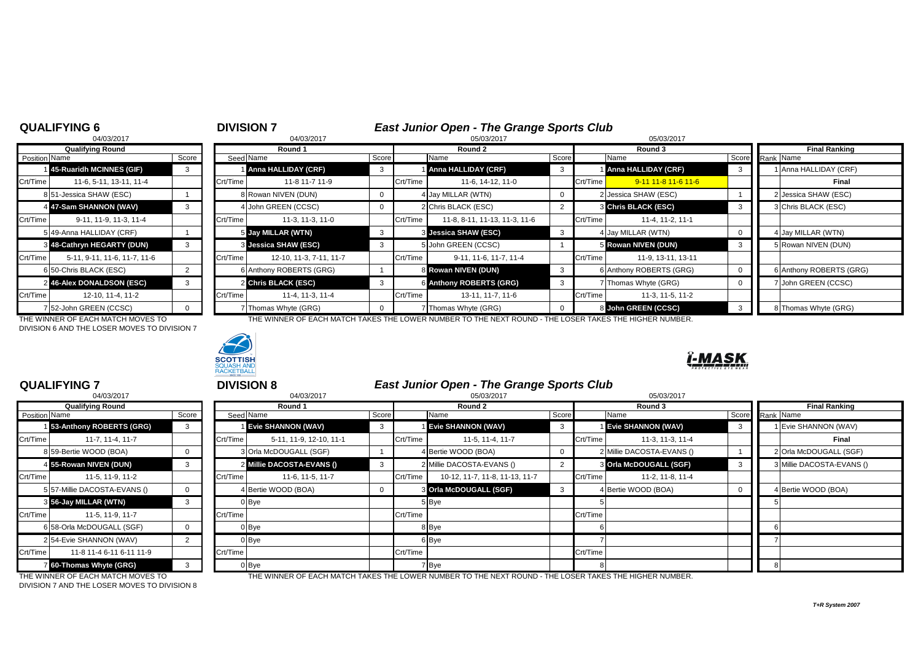## QUALIFYING 6

04/03/2017

| Qualifying Round | | |
|---|---|---|
| Position | Name | Score |
| 1 | 45-Ruaridh MCINNES (GIF) | 3 |
| Crt/Time | 11-6, 5-11, 13-11, 11-4 | |
| 8 | 51-Jessica SHAW (ESC) | 1 |
| 4 | 47-Sam SHANNON (WAV) | 3 |
| Crt/Time | 9-11, 11-9, 11-3, 11-4 | |
| 5 | 49-Anna HALLIDAY (CRF) | 1 |
| 3 | 48-Cathryn HEGARTY (DUN) | 3 |
| Crt/Time | 5-11, 9-11, 11-6, 11-7, 11-6 | |
| 6 | 50-Chris BLACK (ESC) | 2 |
| 2 | 46-Alex DONALDSON (ESC) | 3 |
| Crt/Time | 12-10, 11-4, 11-2 | |
| 7 | 52-John GREEN (CCSC) | 0 |

THE WINNER OF EACH MATCH MOVES TO DIVISION 6 AND THE LOSER MOVES TO DIVISION 7

## DIVISION 7

### East Junior Open - The Grange Sports Club

| Round 1 (04/03/2017) | | | Round 2 (05/03/2017) | | | Round 3 (05/03/2017) | | | Final Ranking | |
|---|---|---|---|---|---|---|---|---|---|---|
| Seed | Name | Score | | Name | Score | | Name | Score | Rank | Name |
| 1 | Anna HALLIDAY (CRF) | 3 | 1 | Anna HALLIDAY (CRF) | 3 | 1 | Anna HALLIDAY (CRF) | 3 | 1 | Anna HALLIDAY (CRF) |
| Crt/Time | 11-8 11-7 11-9 | | Crt/Time | 11-6, 14-12, 11-0 | | Crt/Time | 9-11 11-8 11-6 11-6 | | | Final |
| 8 | Rowan NIVEN (DUN) | 0 | 4 | Jay MILLAR (WTN) | 0 | 2 | Jessica SHAW (ESC) | 1 | 2 | Jessica SHAW (ESC) |
| 4 | John GREEN (CCSC) | 0 | 2 | Chris BLACK (ESC) | 2 | 3 | Chris BLACK (ESC) | 3 | 3 | Chris BLACK (ESC) |
| Crt/Time | 11-3, 11-3, 11-0 | | Crt/Time | 11-8, 8-11, 11-13, 11-3, 11-6 | | Crt/Time | 11-4, 11-2, 11-1 | | | |
| 5 | Jay MILLAR (WTN) | 3 | 3 | Jessica SHAW (ESC) | 3 | 4 | Jay MILLAR (WTN) | 0 | 4 | Jay MILLAR (WTN) |
| 3 | Jessica SHAW (ESC) | 3 | 5 | John GREEN (CCSC) | 1 | 5 | Rowan NIVEN (DUN) | 3 | 5 | Rowan NIVEN (DUN) |
| Crt/Time | 12-10, 11-3, 7-11, 11-7 | | Crt/Time | 9-11, 11-6, 11-7, 11-4 | | Crt/Time | 11-9, 13-11, 13-11 | | | |
| 6 | Anthony ROBERTS (GRG) | 1 | 8 | Rowan NIVEN (DUN) | 3 | 6 | Anthony ROBERTS (GRG) | 0 | 6 | Anthony ROBERTS (GRG) |
| 2 | Chris BLACK (ESC) | 3 | 6 | Anthony ROBERTS (GRG) | 3 | 7 | Thomas Whyte (GRG) | 0 | 7 | John GREEN (CCSC) |
| Crt/Time | 11-4, 11-3, 11-4 | | Crt/Time | 13-11, 11-7, 11-6 | | Crt/Time | 11-3, 11-5, 11-2 | | | |
| 7 | Thomas Whyte (GRG) | 0 | 7 | Thomas Whyte (GRG) | 0 | 8 | John GREEN (CCSC) | 3 | 8 | Thomas Whyte (GRG) |

THE WINNER OF EACH MATCH TAKES THE LOWER NUMBER TO THE NEXT ROUND - THE LOSER TAKES THE HIGHER NUMBER.

## QUALIFYING 7

04/03/2017

| Qualifying Round | | |
|---|---|---|
| Position | Name | Score |
| 1 | 53-Anthony ROBERTS (GRG) | 3 |
| Crt/Time | 11-7, 11-4, 11-7 | |
| 8 | 59-Bertie WOOD (BOA) | 0 |
| 4 | 55-Rowan NIVEN (DUN) | 3 |
| Crt/Time | 11-5, 11-9, 11-2 | |
| 5 | 57-Millie DACOSTA-EVANS () | 0 |
| 3 | 56-Jay MILLAR (WTN) | 3 |
| Crt/Time | 11-5, 11-9, 11-7 | |
| 6 | 58-Orla McDOUGALL (SGF) | 0 |
| 2 | 54-Evie SHANNON (WAV) | 2 |
| Crt/Time | 11-8 11-4 6-11 6-11 11-9 | |
| 7 | 60-Thomas Whyte (GRG) | 3 |

THE WINNER OF EACH MATCH MOVES TO DIVISION 7 AND THE LOSER MOVES TO DIVISION 8

## DIVISION 8

### East Junior Open - The Grange Sports Club

| Round 1 (04/03/2017) | | | Round 2 (05/03/2017) | | | Round 3 (05/03/2017) | | | Final Ranking | |
|---|---|---|---|---|---|---|---|---|---|---|
| Seed | Name | Score | | Name | Score | | Name | Score | Rank | Name |
| 1 | Evie SHANNON (WAV) | 3 | 1 | Evie SHANNON (WAV) | 3 | 1 | Evie SHANNON (WAV) | 3 | 1 | Evie SHANNON (WAV) |
| Crt/Time | 5-11, 11-9, 12-10, 11-1 | | Crt/Time | 11-5, 11-4, 11-7 | | Crt/Time | 11-3, 11-3, 11-4 | | | Final |
| 3 | Orla McDOUGALL (SGF) | 1 | 4 | Bertie WOOD (BOA) | 0 | 2 | Millie DACOSTA-EVANS () | 1 | 2 | Orla McDOUGALL (SGF) |
| 2 | Millie DACOSTA-EVANS () | 3 | 2 | Millie DACOSTA-EVANS () | 2 | 3 | Orla McDOUGALL (SGF) | 3 | 3 | Millie DACOSTA-EVANS () |
| Crt/Time | 11-6, 11-5, 11-7 | | Crt/Time | 10-12, 11-7, 11-8, 11-13, 11-7 | | Crt/Time | 11-2, 11-8, 11-4 | | | |
| 4 | Bertie WOOD (BOA) | 0 | 3 | Orla McDOUGALL (SGF) | 3 | 4 | Bertie WOOD (BOA) | 0 | 4 | Bertie WOOD (BOA) |
| 0 | Bye | | 5 | Bye | | 5 | | | 5 | |
| Crt/Time | | | Crt/Time | | | Crt/Time | | | | |
| 0 | Bye | | 8 | Bye | | 6 | | | 6 | |
| 0 | Bye | | 6 | Bye | | 7 | | | 7 | |
| Crt/Time | | | Crt/Time | | | Crt/Time | | | | |
| 0 | Bye | | 7 | Bye | | 8 | | | 8 | |

THE WINNER OF EACH MATCH TAKES THE LOWER NUMBER TO THE NEXT ROUND - THE LOSER TAKES THE HIGHER NUMBER.

*T+R System 2007*